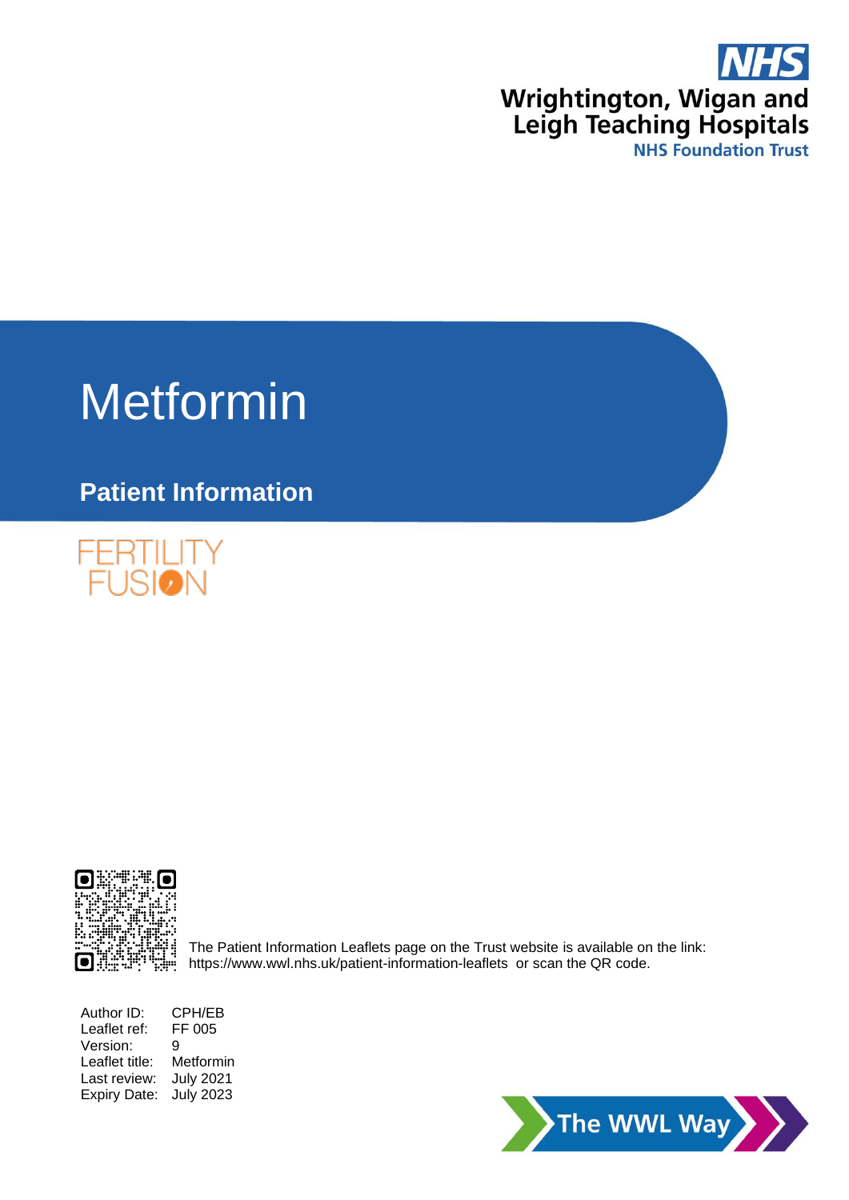NHS

Wrightington, Wigan and Leigh Teaching Hospitals

NHS Foundation Trust

# Metformin

## Patient Information

FERTILITY FUSION

The Patient Information Leaflets page on the Trust website is available on the link: https://www.wwl.nhs.uk/patient-information-leaflets or scan the QR code.

Author ID: CPH/EB
Leaflet ref: FF 005
Version: 9
Leaflet title: Metformin
Last review: July 2021
Expiry Date: July 2023

The WWL Way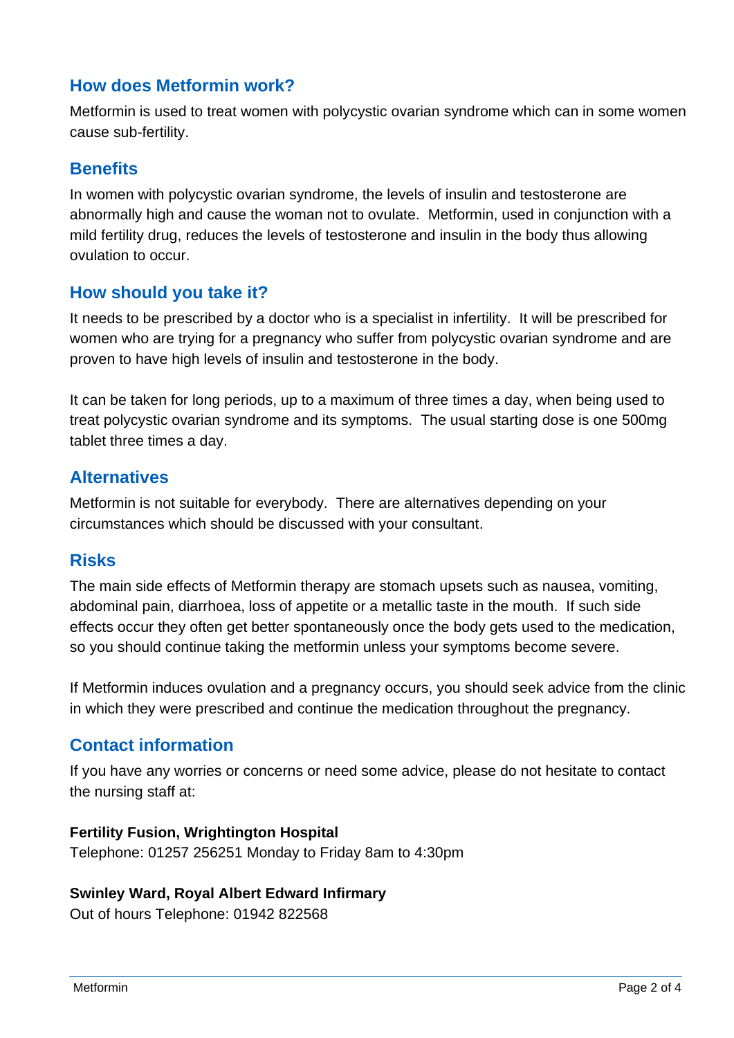## How does Metformin work?

Metformin is used to treat women with polycystic ovarian syndrome which can in some women cause sub-fertility.

## Benefits

In women with polycystic ovarian syndrome, the levels of insulin and testosterone are abnormally high and cause the woman not to ovulate. Metformin, used in conjunction with a mild fertility drug, reduces the levels of testosterone and insulin in the body thus allowing ovulation to occur.

## How should you take it?

It needs to be prescribed by a doctor who is a specialist in infertility. It will be prescribed for women who are trying for a pregnancy who suffer from polycystic ovarian syndrome and are proven to have high levels of insulin and testosterone in the body.

It can be taken for long periods, up to a maximum of three times a day, when being used to treat polycystic ovarian syndrome and its symptoms. The usual starting dose is one 500mg tablet three times a day.

## Alternatives

Metformin is not suitable for everybody. There are alternatives depending on your circumstances which should be discussed with your consultant.

## Risks

The main side effects of Metformin therapy are stomach upsets such as nausea, vomiting, abdominal pain, diarrhoea, loss of appetite or a metallic taste in the mouth. If such side effects occur they often get better spontaneously once the body gets used to the medication, so you should continue taking the metformin unless your symptoms become severe.

If Metformin induces ovulation and a pregnancy occurs, you should seek advice from the clinic in which they were prescribed and continue the medication throughout the pregnancy.

## Contact information

If you have any worries or concerns or need some advice, please do not hesitate to contact the nursing staff at:

**Fertility Fusion, Wrightington Hospital**
Telephone: 01257 256251 Monday to Friday 8am to 4:30pm

**Swinley Ward, Royal Albert Edward Infirmary**
Out of hours Telephone: 01942 822568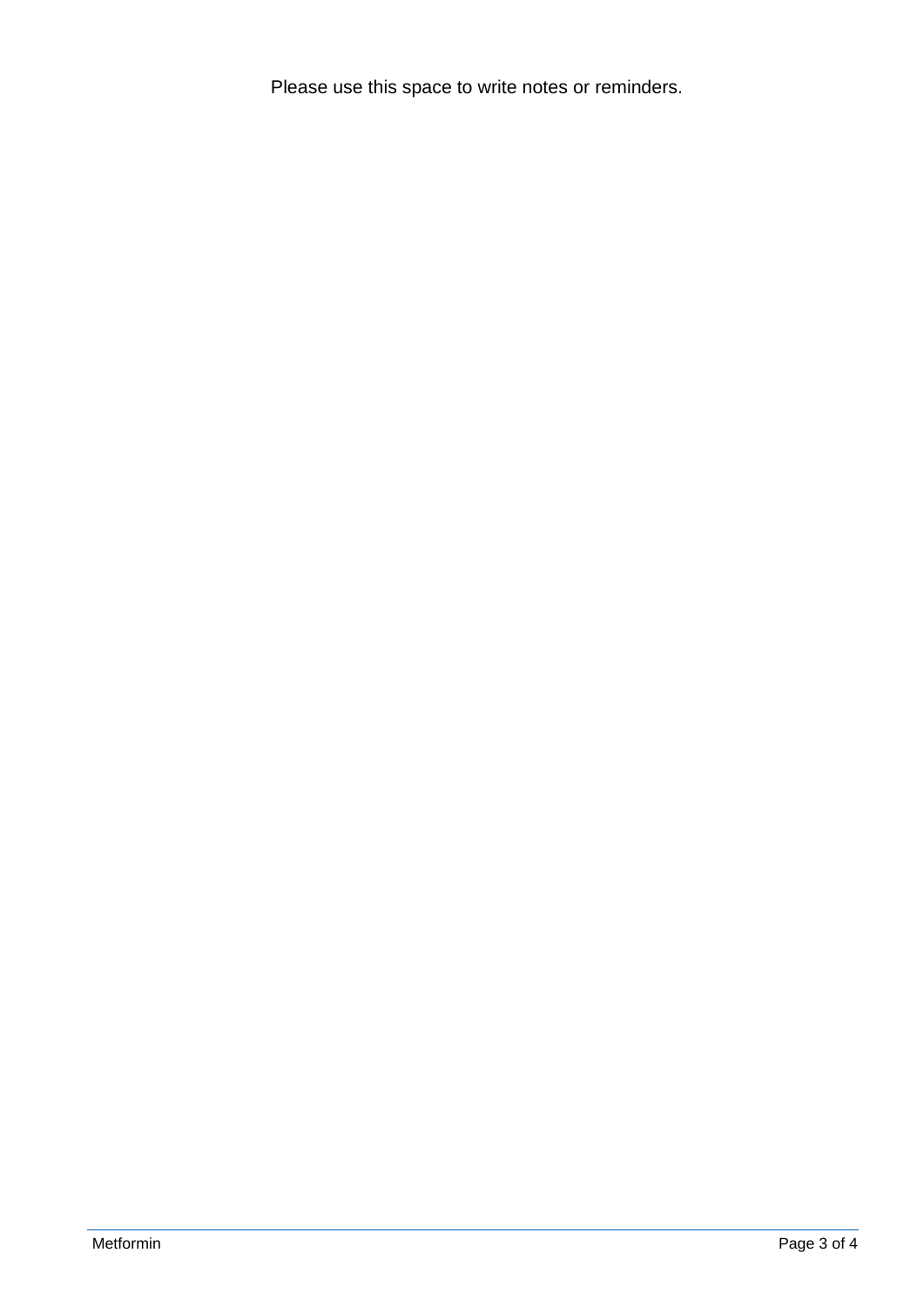Please use this space to write notes or reminders.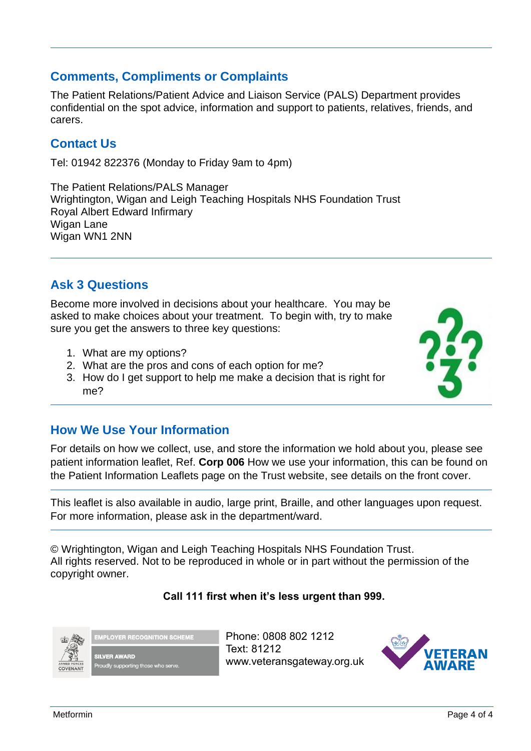## Comments, Compliments or Complaints

The Patient Relations/Patient Advice and Liaison Service (PALS) Department provides confidential on the spot advice, information and support to patients, relatives, friends, and carers.

## Contact Us

Tel: 01942 822376 (Monday to Friday 9am to 4pm)

The Patient Relations/PALS Manager
Wrightington, Wigan and Leigh Teaching Hospitals NHS Foundation Trust
Royal Albert Edward Infirmary
Wigan Lane
Wigan WN1 2NN

## Ask 3 Questions

Become more involved in decisions about your healthcare. You may be asked to make choices about your treatment. To begin with, try to make sure you get the answers to three key questions:

1. What are my options?
2. What are the pros and cons of each option for me?
3. How do I get support to help me make a decision that is right for me?

## How We Use Your Information

For details on how we collect, use, and store the information we hold about you, please see patient information leaflet, Ref. **Corp 006** How we use your information, this can be found on the Patient Information Leaflets page on the Trust website, see details on the front cover.

This leaflet is also available in audio, large print, Braille, and other languages upon request. For more information, please ask in the department/ward.

© Wrightington, Wigan and Leigh Teaching Hospitals NHS Foundation Trust.
All rights reserved. Not to be reproduced in whole or in part without the permission of the copyright owner.

**Call 111 first when it's less urgent than 999.**

ARMED FORCES COVENANT
EMPLOYER RECOGNITION SCHEME
SILVER AWARD
Proudly supporting those who serve.

Phone: 0808 802 1212
Text: 81212
www.veteransgateway.org.uk

VETERAN AWARE